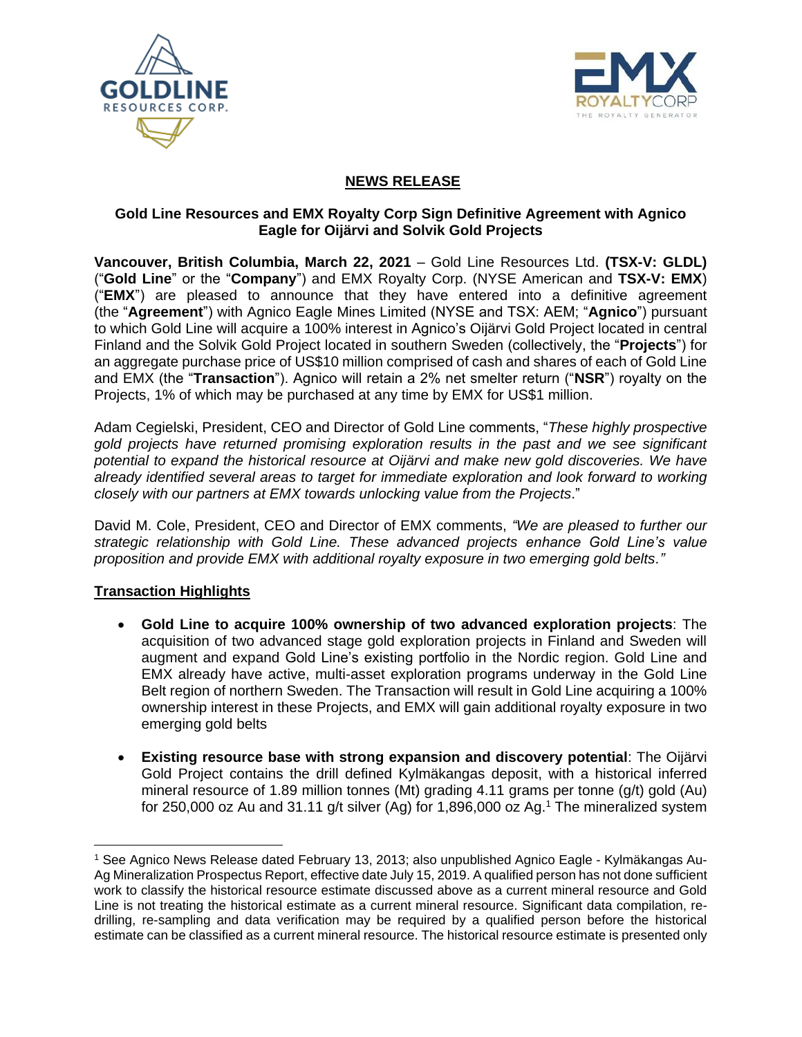## NEWS RELEASE

### Gold Line Resources and EMX Royalty Corp Sign Definitive Agreement with Agnico Eagle for Oijärvi and Solvik Gold Projects

**Vancouver, British Columbia, March 22, 2021** – Gold Line Resources Ltd. **(TSX-V: GLDL)** ("**Gold Line**" or the "**Company**") and EMX Royalty Corp. (NYSE American and **TSX-V: EMX**) ("**EMX**") are pleased to announce that they have entered into a definitive agreement (the "**Agreement**") with Agnico Eagle Mines Limited (NYSE and TSX: AEM; "**Agnico**") pursuant to which Gold Line will acquire a 100% interest in Agnico's Oijärvi Gold Project located in central Finland and the Solvik Gold Project located in southern Sweden (collectively, the "**Projects**") for an aggregate purchase price of US$10 million comprised of cash and shares of each of Gold Line and EMX (the "**Transaction**"). Agnico will retain a 2% net smelter return ("**NSR**") royalty on the Projects, 1% of which may be purchased at any time by EMX for US$1 million.

Adam Cegielski, President, CEO and Director of Gold Line comments, "*These highly prospective gold projects have returned promising exploration results in the past and we see significant potential to expand the historical resource at Oijärvi and make new gold discoveries. We have already identified several areas to target for immediate exploration and look forward to working closely with our partners at EMX towards unlocking value from the Projects*."

David M. Cole, President, CEO and Director of EMX comments, *"We are pleased to further our strategic relationship with Gold Line. These advanced projects enhance Gold Line's value proposition and provide EMX with additional royalty exposure in two emerging gold belts."*

**Transaction Highlights**

- **Gold Line to acquire 100% ownership of two advanced exploration projects**: The acquisition of two advanced stage gold exploration projects in Finland and Sweden will augment and expand Gold Line's existing portfolio in the Nordic region. Gold Line and EMX already have active, multi-asset exploration programs underway in the Gold Line Belt region of northern Sweden. The Transaction will result in Gold Line acquiring a 100% ownership interest in these Projects, and EMX will gain additional royalty exposure in two emerging gold belts
- **Existing resource base with strong expansion and discovery potential**: The Oijärvi Gold Project contains the drill defined Kylmäkangas deposit, with a historical inferred mineral resource of 1.89 million tonnes (Mt) grading 4.11 grams per tonne (g/t) gold (Au) for 250,000 oz Au and 31.11 g/t silver (Ag) for 1,896,000 oz Ag.[1] The mineralized system

[1] See Agnico News Release dated February 13, 2013; also unpublished Agnico Eagle - Kylmäkangas Au-Ag Mineralization Prospectus Report, effective date July 15, 2019. A qualified person has not done sufficient work to classify the historical resource estimate discussed above as a current mineral resource and Gold Line is not treating the historical estimate as a current mineral resource. Significant data compilation, re-drilling, re-sampling and data verification may be required by a qualified person before the historical estimate can be classified as a current mineral resource. The historical resource estimate is presented only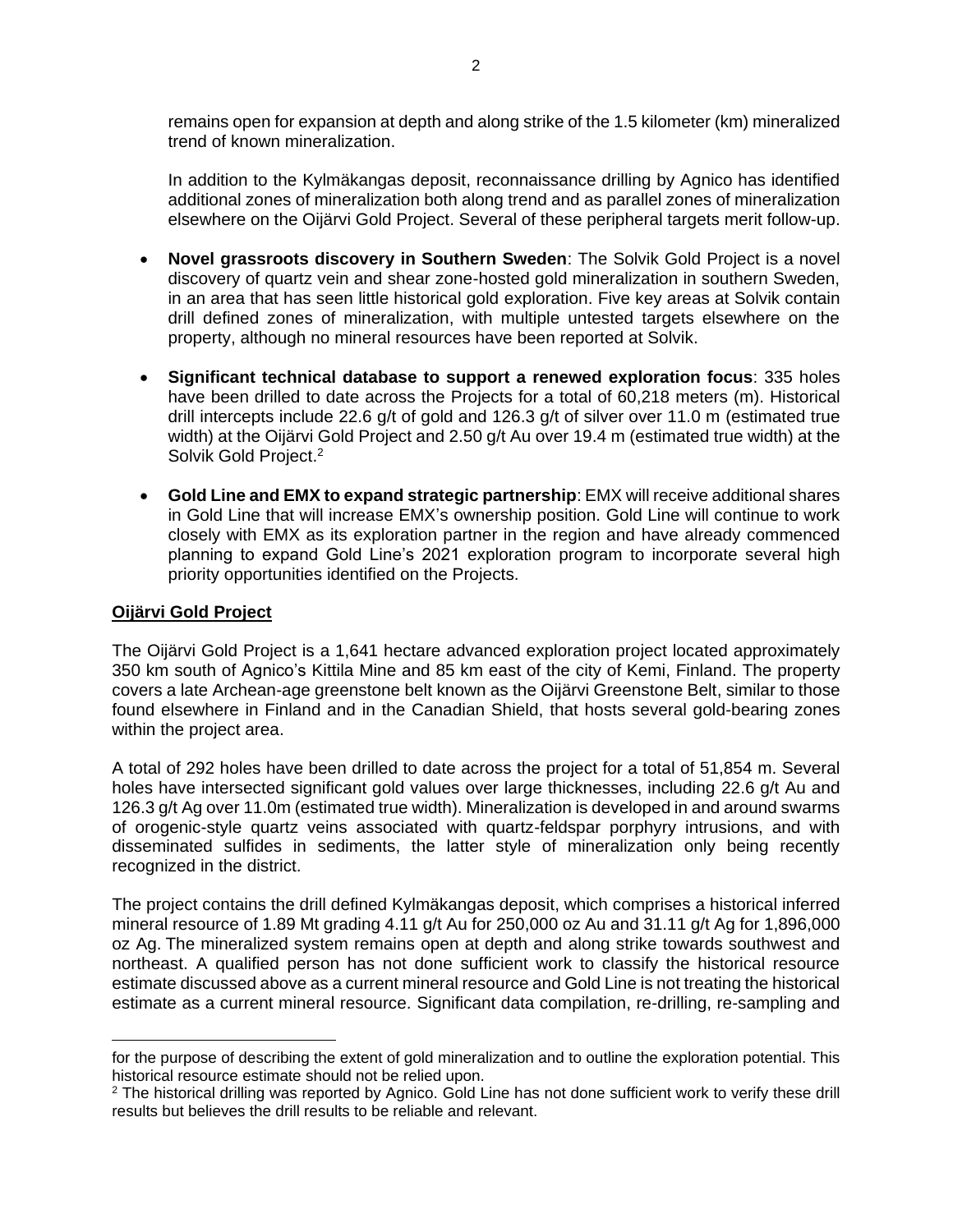remains open for expansion at depth and along strike of the 1.5 kilometer (km) mineralized trend of known mineralization.

In addition to the Kylmäkangas deposit, reconnaissance drilling by Agnico has identified additional zones of mineralization both along trend and as parallel zones of mineralization elsewhere on the Oijärvi Gold Project. Several of these peripheral targets merit follow-up.

- **Novel grassroots discovery in Southern Sweden**: The Solvik Gold Project is a novel discovery of quartz vein and shear zone-hosted gold mineralization in southern Sweden, in an area that has seen little historical gold exploration. Five key areas at Solvik contain drill defined zones of mineralization, with multiple untested targets elsewhere on the property, although no mineral resources have been reported at Solvik.
- **Significant technical database to support a renewed exploration focus**: 335 holes have been drilled to date across the Projects for a total of 60,218 meters (m). Historical drill intercepts include 22.6 g/t of gold and 126.3 g/t of silver over 11.0 m (estimated true width) at the Oijärvi Gold Project and 2.50 g/t Au over 19.4 m (estimated true width) at the Solvik Gold Project.[2]
- **Gold Line and EMX to expand strategic partnership**: EMX will receive additional shares in Gold Line that will increase EMX's ownership position. Gold Line will continue to work closely with EMX as its exploration partner in the region and have already commenced planning to expand Gold Line's 2021 exploration program to incorporate several high priority opportunities identified on the Projects.

## Oijärvi Gold Project

The Oijärvi Gold Project is a 1,641 hectare advanced exploration project located approximately 350 km south of Agnico's Kittila Mine and 85 km east of the city of Kemi, Finland. The property covers a late Archean-age greenstone belt known as the Oijärvi Greenstone Belt, similar to those found elsewhere in Finland and in the Canadian Shield, that hosts several gold-bearing zones within the project area.

A total of 292 holes have been drilled to date across the project for a total of 51,854 m. Several holes have intersected significant gold values over large thicknesses, including 22.6 g/t Au and 126.3 g/t Ag over 11.0m (estimated true width). Mineralization is developed in and around swarms of orogenic-style quartz veins associated with quartz-feldspar porphyry intrusions, and with disseminated sulfides in sediments, the latter style of mineralization only being recently recognized in the district.

The project contains the drill defined Kylmäkangas deposit, which comprises a historical inferred mineral resource of 1.89 Mt grading 4.11 g/t Au for 250,000 oz Au and 31.11 g/t Ag for 1,896,000 oz Ag. The mineralized system remains open at depth and along strike towards southwest and northeast. A qualified person has not done sufficient work to classify the historical resource estimate discussed above as a current mineral resource and Gold Line is not treating the historical estimate as a current mineral resource. Significant data compilation, re-drilling, re-sampling and

---

for the purpose of describing the extent of gold mineralization and to outline the exploration potential. This historical resource estimate should not be relied upon.

[2] The historical drilling was reported by Agnico. Gold Line has not done sufficient work to verify these drill results but believes the drill results to be reliable and relevant.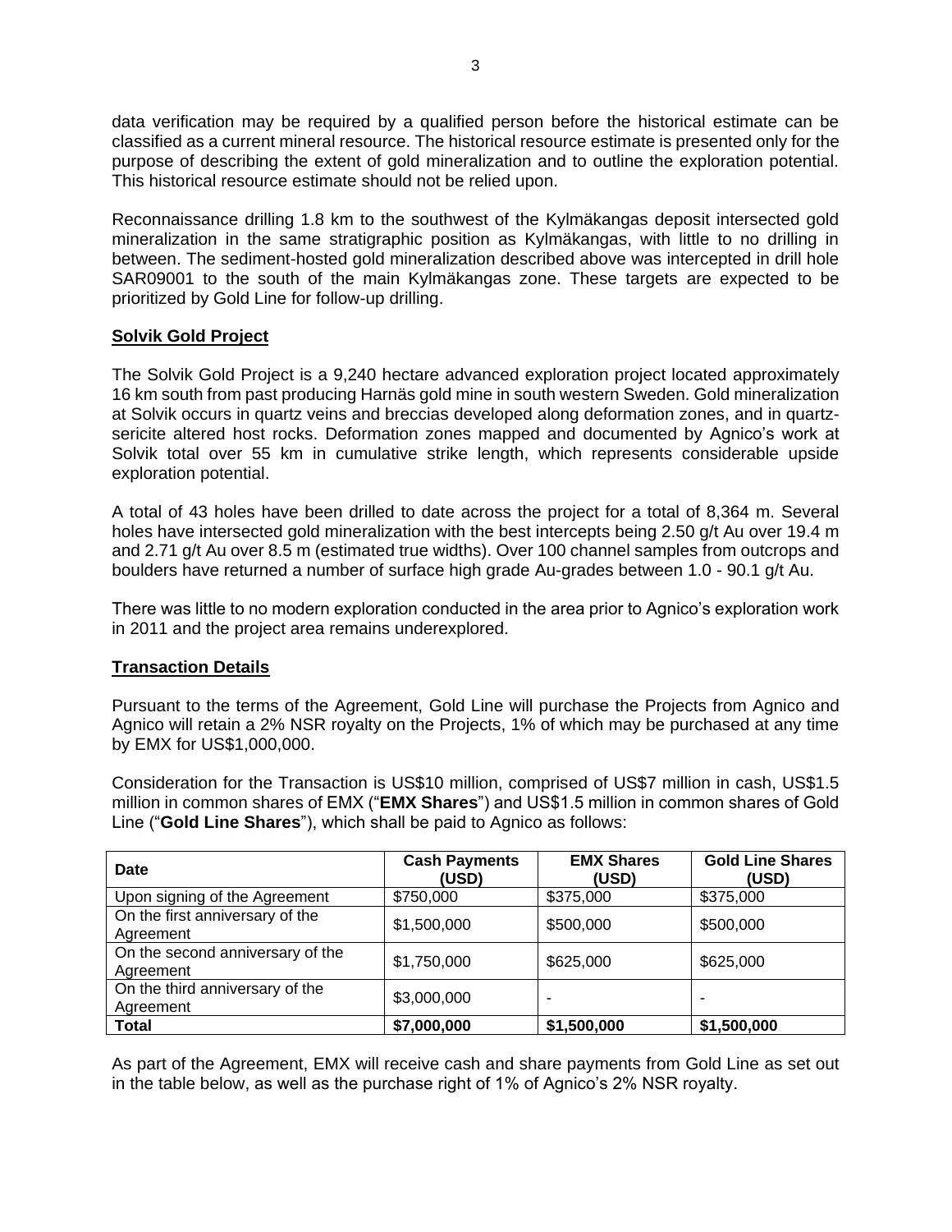data verification may be required by a qualified person before the historical estimate can be classified as a current mineral resource. The historical resource estimate is presented only for the purpose of describing the extent of gold mineralization and to outline the exploration potential. This historical resource estimate should not be relied upon.

Reconnaissance drilling 1.8 km to the southwest of the Kylmäkangas deposit intersected gold mineralization in the same stratigraphic position as Kylmäkangas, with little to no drilling in between. The sediment-hosted gold mineralization described above was intercepted in drill hole SAR09001 to the south of the main Kylmäkangas zone. These targets are expected to be prioritized by Gold Line for follow-up drilling.

## Solvik Gold Project

The Solvik Gold Project is a 9,240 hectare advanced exploration project located approximately 16 km south from past producing Harnäs gold mine in south western Sweden. Gold mineralization at Solvik occurs in quartz veins and breccias developed along deformation zones, and in quartz-sericite altered host rocks. Deformation zones mapped and documented by Agnico's work at Solvik total over 55 km in cumulative strike length, which represents considerable upside exploration potential.

A total of 43 holes have been drilled to date across the project for a total of 8,364 m. Several holes have intersected gold mineralization with the best intercepts being 2.50 g/t Au over 19.4 m and 2.71 g/t Au over 8.5 m (estimated true widths). Over 100 channel samples from outcrops and boulders have returned a number of surface high grade Au-grades between 1.0 - 90.1 g/t Au.

There was little to no modern exploration conducted in the area prior to Agnico's exploration work in 2011 and the project area remains underexplored.

## Transaction Details

Pursuant to the terms of the Agreement, Gold Line will purchase the Projects from Agnico and Agnico will retain a 2% NSR royalty on the Projects, 1% of which may be purchased at any time by EMX for US$1,000,000.

Consideration for the Transaction is US$10 million, comprised of US$7 million in cash, US$1.5 million in common shares of EMX ("**EMX Shares**") and US$1.5 million in common shares of Gold Line ("**Gold Line Shares**"), which shall be paid to Agnico as follows:

| Date | Cash Payments (USD) | EMX Shares (USD) | Gold Line Shares (USD) |
|---|---|---|---|
| Upon signing of the Agreement | $750,000 | $375,000 | $375,000 |
| On the first anniversary of the Agreement | $1,500,000 | $500,000 | $500,000 |
| On the second anniversary of the Agreement | $1,750,000 | $625,000 | $625,000 |
| On the third anniversary of the Agreement | $3,000,000 | - | - |
| **Total** | **$7,000,000** | **$1,500,000** | **$1,500,000** |

As part of the Agreement, EMX will receive cash and share payments from Gold Line as set out in the table below, as well as the purchase right of 1% of Agnico's 2% NSR royalty.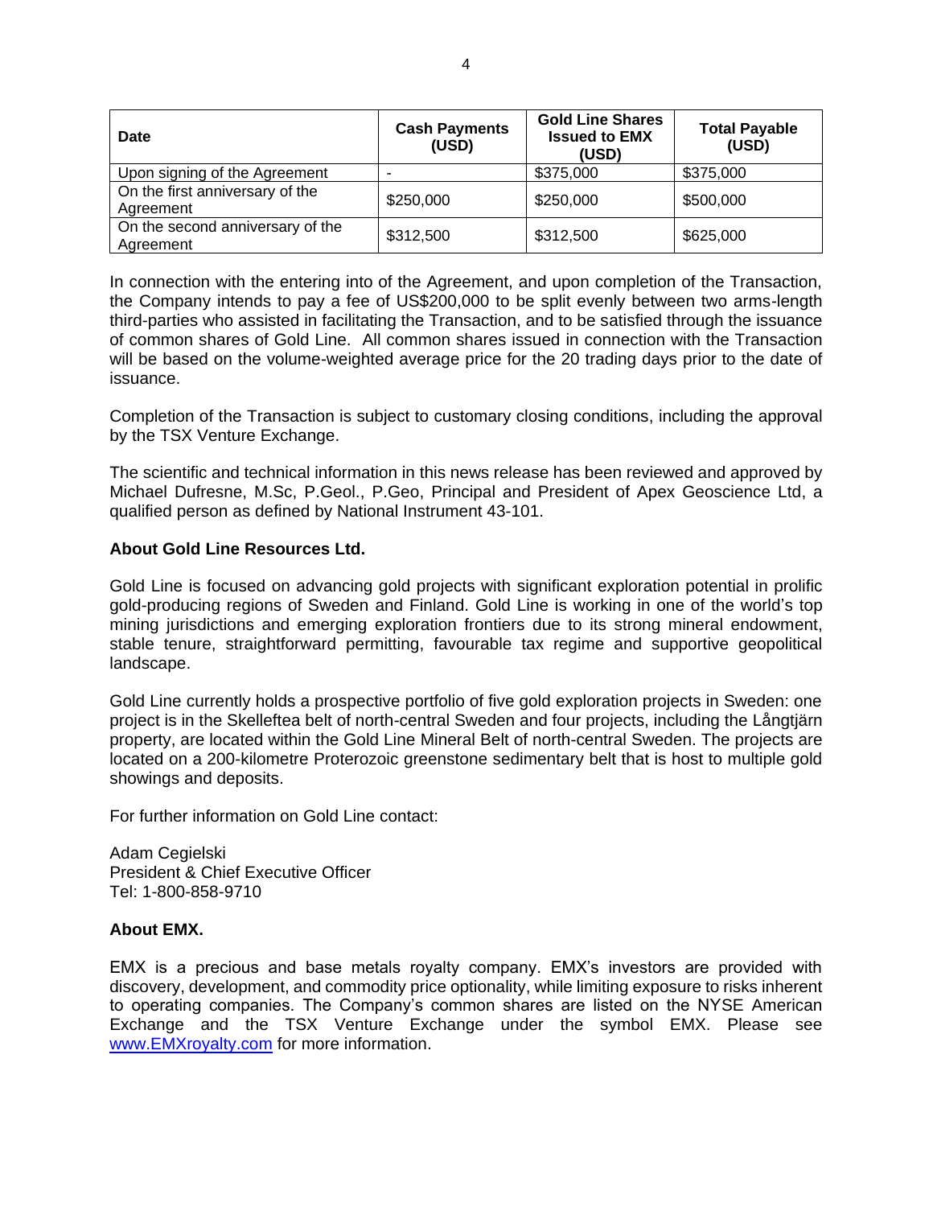| Date | Cash Payments (USD) | Gold Line Shares Issued to EMX (USD) | Total Payable (USD) |
|---|---|---|---|
| Upon signing of the Agreement | - | $375,000 | $375,000 |
| On the first anniversary of the Agreement | $250,000 | $250,000 | $500,000 |
| On the second anniversary of the Agreement | $312,500 | $312,500 | $625,000 |

In connection with the entering into of the Agreement, and upon completion of the Transaction, the Company intends to pay a fee of US$200,000 to be split evenly between two arms-length third-parties who assisted in facilitating the Transaction, and to be satisfied through the issuance of common shares of Gold Line. All common shares issued in connection with the Transaction will be based on the volume-weighted average price for the 20 trading days prior to the date of issuance.

Completion of the Transaction is subject to customary closing conditions, including the approval by the TSX Venture Exchange.

The scientific and technical information in this news release has been reviewed and approved by Michael Dufresne, M.Sc, P.Geol., P.Geo, Principal and President of Apex Geoscience Ltd, a qualified person as defined by National Instrument 43-101.

**About Gold Line Resources Ltd.**

Gold Line is focused on advancing gold projects with significant exploration potential in prolific gold-producing regions of Sweden and Finland. Gold Line is working in one of the world's top mining jurisdictions and emerging exploration frontiers due to its strong mineral endowment, stable tenure, straightforward permitting, favourable tax regime and supportive geopolitical landscape.

Gold Line currently holds a prospective portfolio of five gold exploration projects in Sweden: one project is in the Skelleftea belt of north-central Sweden and four projects, including the Långtjärn property, are located within the Gold Line Mineral Belt of north-central Sweden. The projects are located on a 200-kilometre Proterozoic greenstone sedimentary belt that is host to multiple gold showings and deposits.

For further information on Gold Line contact:

Adam Cegielski
President & Chief Executive Officer
Tel: 1-800-858-9710

**About EMX.**

EMX is a precious and base metals royalty company. EMX's investors are provided with discovery, development, and commodity price optionality, while limiting exposure to risks inherent to operating companies. The Company's common shares are listed on the NYSE American Exchange and the TSX Venture Exchange under the symbol EMX. Please see www.EMXroyalty.com for more information.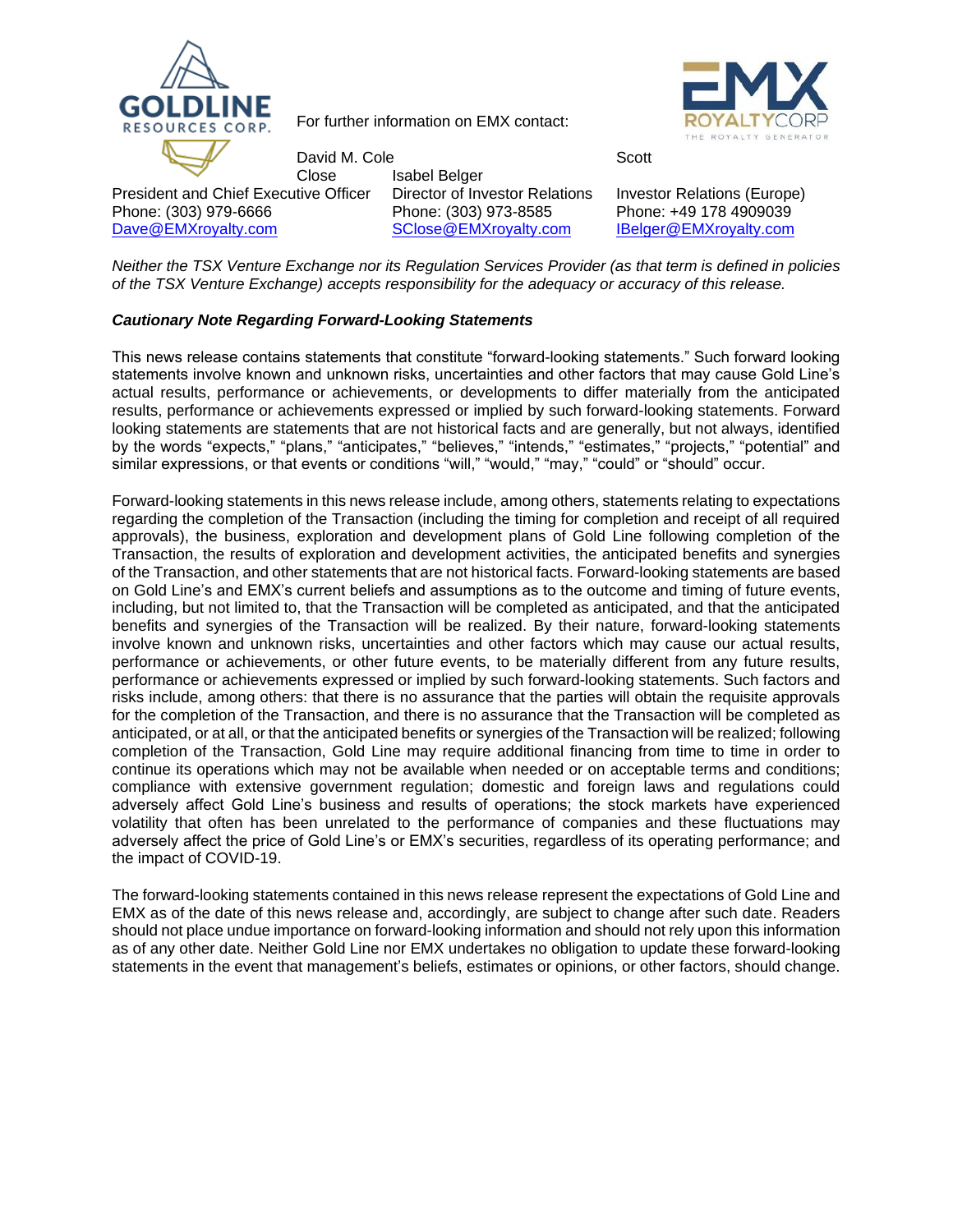For further information on EMX contact:

| | | |
|---|---|---|
| David M. Cole | Scott Close | Isabel Belger |
| President and Chief Executive Officer | Director of Investor Relations | Investor Relations (Europe) |
| Phone: (303) 979-6666 | Phone: (303) 973-8585 | Phone: +49 178 4909039 |
| Dave@EMXroyalty.com | SClose@EMXroyalty.com | IBelger@EMXroyalty.com |

*Neither the TSX Venture Exchange nor its Regulation Services Provider (as that term is defined in policies of the TSX Venture Exchange) accepts responsibility for the adequacy or accuracy of this release.*

***Cautionary Note Regarding Forward-Looking Statements***

This news release contains statements that constitute "forward-looking statements." Such forward looking statements involve known and unknown risks, uncertainties and other factors that may cause Gold Line's actual results, performance or achievements, or developments to differ materially from the anticipated results, performance or achievements expressed or implied by such forward-looking statements. Forward looking statements are statements that are not historical facts and are generally, but not always, identified by the words "expects," "plans," "anticipates," "believes," "intends," "estimates," "projects," "potential" and similar expressions, or that events or conditions "will," "would," "may," "could" or "should" occur.

Forward-looking statements in this news release include, among others, statements relating to expectations regarding the completion of the Transaction (including the timing for completion and receipt of all required approvals), the business, exploration and development plans of Gold Line following completion of the Transaction, the results of exploration and development activities, the anticipated benefits and synergies of the Transaction, and other statements that are not historical facts. Forward-looking statements are based on Gold Line's and EMX's current beliefs and assumptions as to the outcome and timing of future events, including, but not limited to, that the Transaction will be completed as anticipated, and that the anticipated benefits and synergies of the Transaction will be realized. By their nature, forward-looking statements involve known and unknown risks, uncertainties and other factors which may cause our actual results, performance or achievements, or other future events, to be materially different from any future results, performance or achievements expressed or implied by such forward-looking statements. Such factors and risks include, among others: that there is no assurance that the parties will obtain the requisite approvals for the completion of the Transaction, and there is no assurance that the Transaction will be completed as anticipated, or at all, or that the anticipated benefits or synergies of the Transaction will be realized; following completion of the Transaction, Gold Line may require additional financing from time to time in order to continue its operations which may not be available when needed or on acceptable terms and conditions; compliance with extensive government regulation; domestic and foreign laws and regulations could adversely affect Gold Line's business and results of operations; the stock markets have experienced volatility that often has been unrelated to the performance of companies and these fluctuations may adversely affect the price of Gold Line's or EMX's securities, regardless of its operating performance; and the impact of COVID-19.

The forward-looking statements contained in this news release represent the expectations of Gold Line and EMX as of the date of this news release and, accordingly, are subject to change after such date. Readers should not place undue importance on forward-looking information and should not rely upon this information as of any other date. Neither Gold Line nor EMX undertakes no obligation to update these forward-looking statements in the event that management's beliefs, estimates or opinions, or other factors, should change.